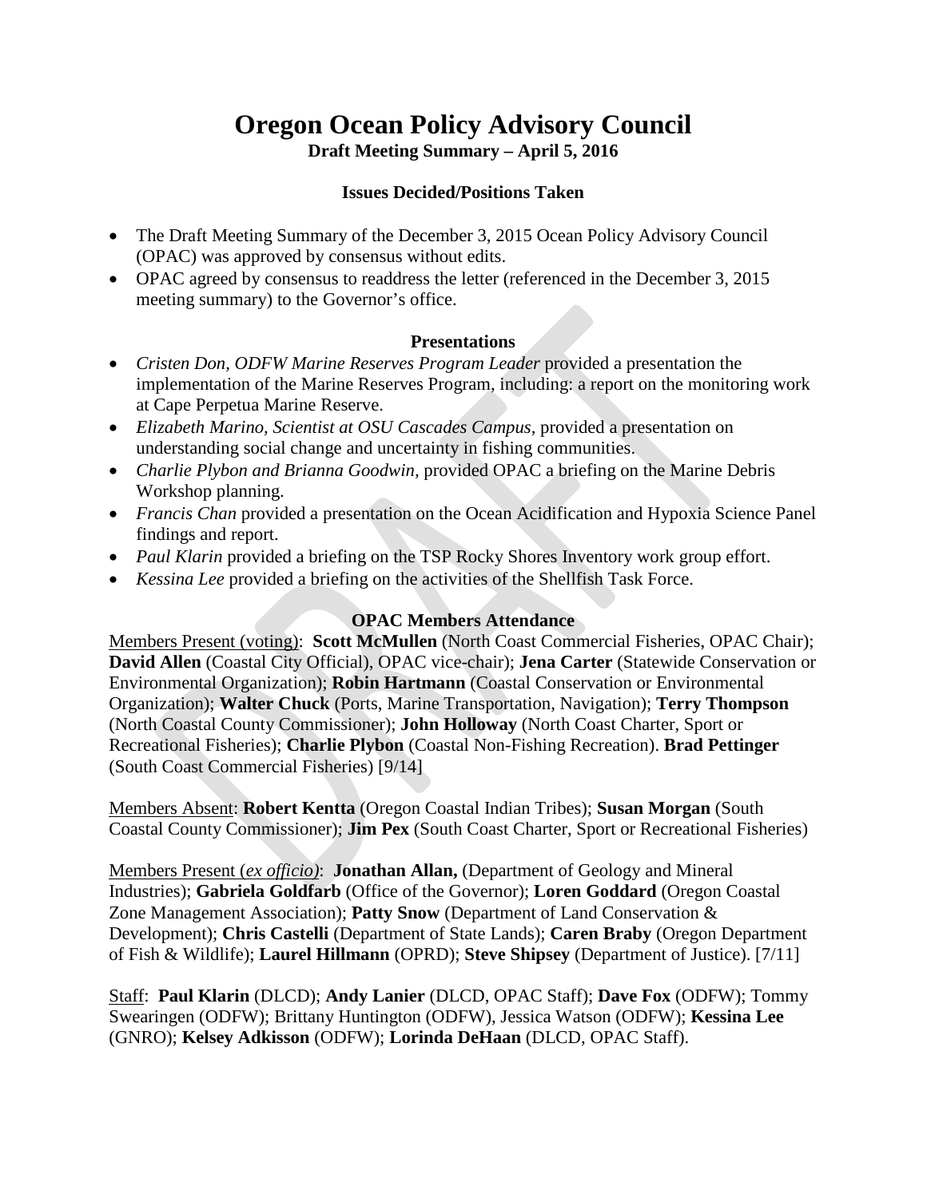# Oregon Ocean Policy Advisory Council

**Draft Meeting Summary – April 5, 2016**

### Issues Decided/Positions Taken

- The Draft Meeting Summary of the December 3, 2015 Ocean Policy Advisory Council (OPAC) was approved by consensus without edits.
- OPAC agreed by consensus to readdress the letter (referenced in the December 3, 2015 meeting summary) to the Governor's office.

### Presentations

- *Cristen Don, ODFW Marine Reserves Program Leader* provided a presentation the implementation of the Marine Reserves Program, including: a report on the monitoring work at Cape Perpetua Marine Reserve.
- *Elizabeth Marino, Scientist at OSU Cascades Campus,* provided a presentation on understanding social change and uncertainty in fishing communities.
- *Charlie Plybon and Brianna Goodwin,* provided OPAC a briefing on the Marine Debris Workshop planning.
- *Francis Chan* provided a presentation on the Ocean Acidification and Hypoxia Science Panel findings and report.
- *Paul Klarin* provided a briefing on the TSP Rocky Shores Inventory work group effort.
- *Kessina Lee* provided a briefing on the activities of the Shellfish Task Force.

### OPAC Members Attendance

Members Present (voting): **Scott McMullen** (North Coast Commercial Fisheries, OPAC Chair); **David Allen** (Coastal City Official), OPAC vice-chair); **Jena Carter** (Statewide Conservation or Environmental Organization); **Robin Hartmann** (Coastal Conservation or Environmental Organization); **Walter Chuck** (Ports, Marine Transportation, Navigation); **Terry Thompson** (North Coastal County Commissioner); **John Holloway** (North Coast Charter, Sport or Recreational Fisheries); **Charlie Plybon** (Coastal Non-Fishing Recreation). **Brad Pettinger** (South Coast Commercial Fisheries) [9/14]

Members Absent: **Robert Kentta** (Oregon Coastal Indian Tribes); **Susan Morgan** (South Coastal County Commissioner); **Jim Pex** (South Coast Charter, Sport or Recreational Fisheries)

Members Present (*ex officio)*: **Jonathan Allan,** (Department of Geology and Mineral Industries); **Gabriela Goldfarb** (Office of the Governor); **Loren Goddard** (Oregon Coastal Zone Management Association); **Patty Snow** (Department of Land Conservation & Development); **Chris Castelli** (Department of State Lands); **Caren Braby** (Oregon Department of Fish & Wildlife); **Laurel Hillmann** (OPRD); **Steve Shipsey** (Department of Justice). [7/11]

Staff: **Paul Klarin** (DLCD); **Andy Lanier** (DLCD, OPAC Staff); **Dave Fox** (ODFW); Tommy Swearingen (ODFW); Brittany Huntington (ODFW), Jessica Watson (ODFW); **Kessina Lee** (GNRO); **Kelsey Adkisson** (ODFW); **Lorinda DeHaan** (DLCD, OPAC Staff).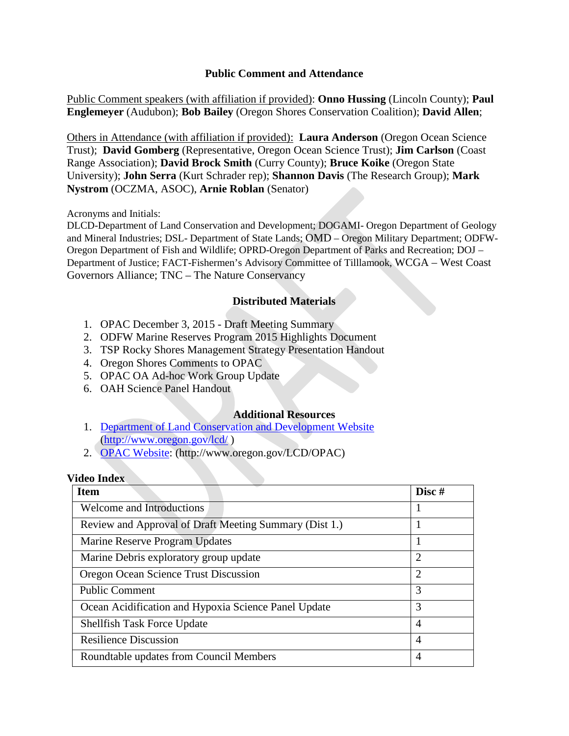## Public Comment and Attendance

Public Comment speakers (with affiliation if provided): **Onno Hussing** (Lincoln County); **Paul Englemeyer** (Audubon); **Bob Bailey** (Oregon Shores Conservation Coalition); **David Allen**;

Others in Attendance (with affiliation if provided): **Laura Anderson** (Oregon Ocean Science Trust); **David Gomberg** (Representative, Oregon Ocean Science Trust); **Jim Carlson** (Coast Range Association); **David Brock Smith** (Curry County); **Bruce Koike** (Oregon State University); **John Serra** (Kurt Schrader rep); **Shannon Davis** (The Research Group); **Mark Nystrom** (OCZMA, ASOC), **Arnie Roblan** (Senator)

Acronyms and Initials:
DLCD-Department of Land Conservation and Development; DOGAMI- Oregon Department of Geology and Mineral Industries; DSL- Department of State Lands; OMD – Oregon Military Department; ODFW-Oregon Department of Fish and Wildlife; OPRD-Oregon Department of Parks and Recreation; DOJ – Department of Justice; FACT-Fishermen's Advisory Committee of Tilllamook, WCGA – West Coast Governors Alliance; TNC – The Nature Conservancy

## Distributed Materials

1. OPAC December 3, 2015 - Draft Meeting Summary
2. ODFW Marine Reserves Program 2015 Highlights Document
3. TSP Rocky Shores Management Strategy Presentation Handout
4. Oregon Shores Comments to OPAC
5. OPAC OA Ad-hoc Work Group Update
6. OAH Science Panel Handout

## Additional Resources

1. Department of Land Conservation and Development Website (http://www.oregon.gov/lcd/ )
2. OPAC Website: (http://www.oregon.gov/LCD/OPAC)

**Video Index**

| Item | Disc # |
|---|---|
| Welcome and Introductions | 1 |
| Review and Approval of Draft Meeting Summary (Dist 1.) | 1 |
| Marine Reserve Program Updates | 1 |
| Marine Debris exploratory group update | 2 |
| Oregon Ocean Science Trust Discussion | 2 |
| Public Comment | 3 |
| Ocean Acidification and Hypoxia Science Panel Update | 3 |
| Shellfish Task Force Update | 4 |
| Resilience Discussion | 4 |
| Roundtable updates from Council Members | 4 |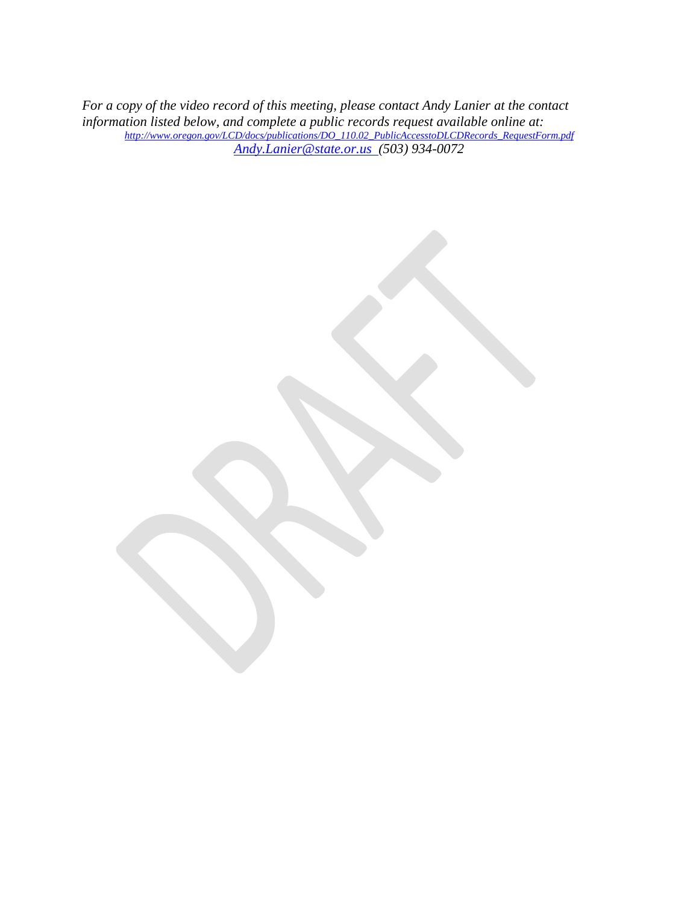*For a copy of the video record of this meeting, please contact Andy Lanier at the contact information listed below, and complete a public records request available online at:*

*[http://www.oregon.gov/LCD/docs/publications/DO_110.02_PublicAccesstoDLCDRecords_RequestForm.pdf](http://www.oregon.gov/LCD/docs/publications/DO_110.02_PublicAccesstoDLCDRecords_RequestForm.pdf)*

*[Andy.Lanier@state.or.us](mailto:Andy.Lanier@state.or.us) (503) 934-0072*

DRAFT